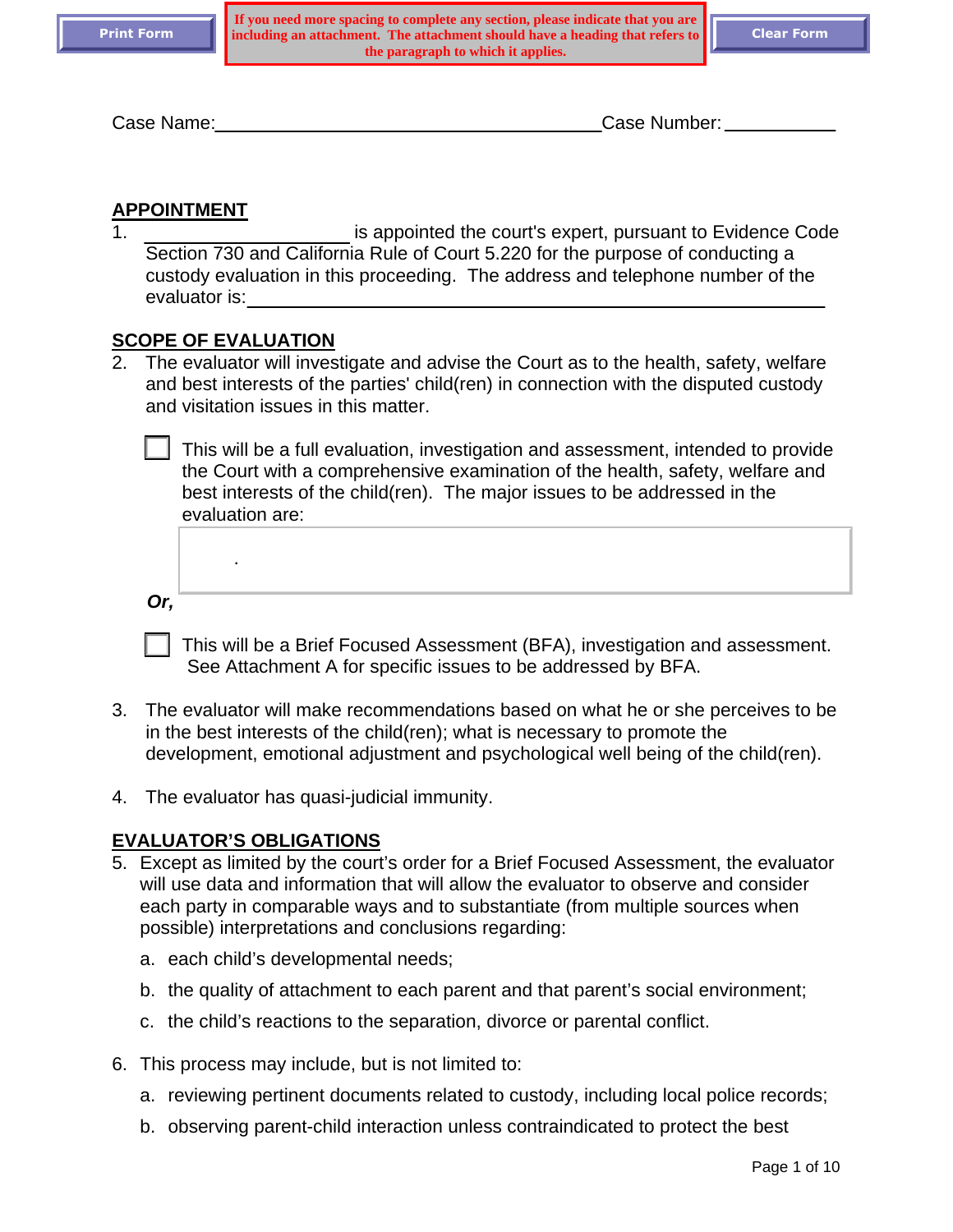Print Form

If you need more spacing to complete any section, please indicate that you are including an attachment. The attachment should have a heading that refers to the paragraph to which it applies.

Clear Form

Case Name:______________________________________ Case Number:___________

## APPOINTMENT

1. ____________________ is appointed the court's expert, pursuant to Evidence Code Section 730 and California Rule of Court 5.220 for the purpose of conducting a custody evaluation in this proceeding. The address and telephone number of the evaluator is:______________________________________________________

## SCOPE OF EVALUATION

2. The evaluator will investigate and advise the Court as to the health, safety, welfare and best interests of the parties' child(ren) in connection with the disputed custody and visitation issues in this matter.

   ☐ This will be a full evaluation, investigation and assessment, intended to provide the Court with a comprehensive examination of the health, safety, welfare and best interests of the child(ren). The major issues to be addressed in the evaluation are:

   .

   ***Or,***

   ☐ This will be a Brief Focused Assessment (BFA), investigation and assessment. See Attachment A for specific issues to be addressed by BFA.

3. The evaluator will make recommendations based on what he or she perceives to be in the best interests of the child(ren); what is necessary to promote the development, emotional adjustment and psychological well being of the child(ren).

4. The evaluator has quasi-judicial immunity.

## EVALUATOR'S OBLIGATIONS

5. Except as limited by the court's order for a Brief Focused Assessment, the evaluator will use data and information that will allow the evaluator to observe and consider each party in comparable ways and to substantiate (from multiple sources when possible) interpretations and conclusions regarding:

   a. each child's developmental needs;

   b. the quality of attachment to each parent and that parent's social environment;

   c. the child's reactions to the separation, divorce or parental conflict.

6. This process may include, but is not limited to:

   a. reviewing pertinent documents related to custody, including local police records;

   b. observing parent-child interaction unless contraindicated to protect the best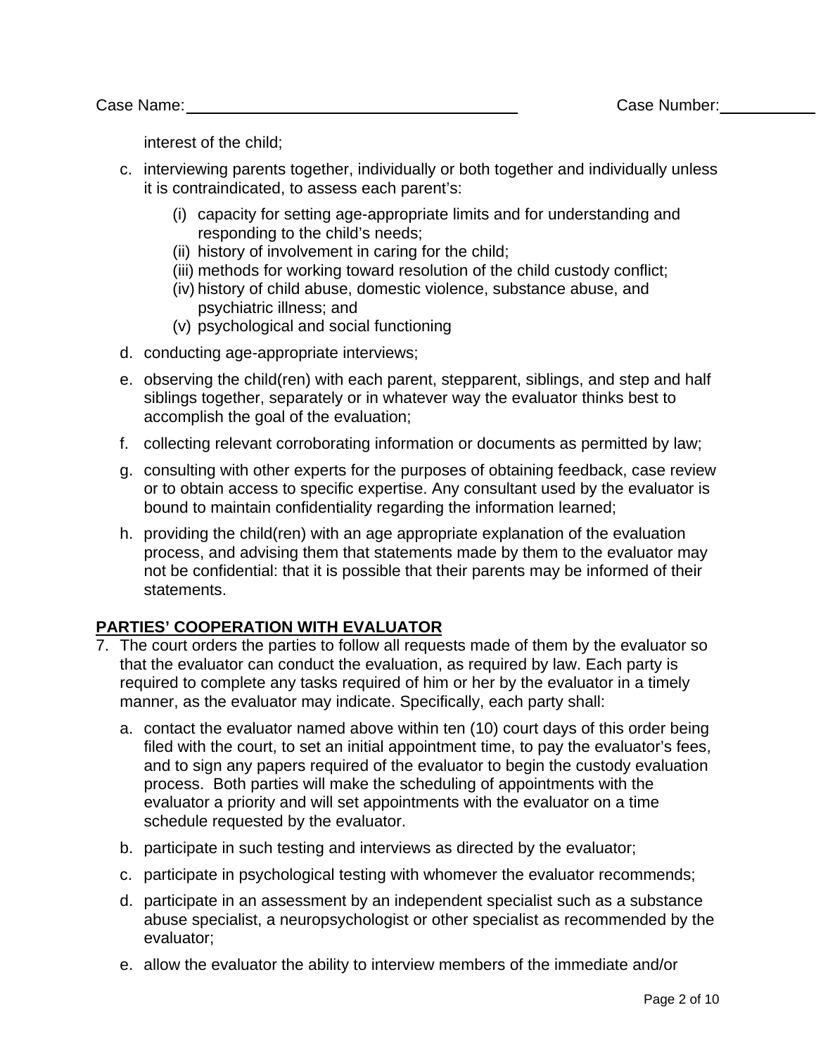interest of the child;

c. interviewing parents together, individually or both together and individually unless it is contraindicated, to assess each parent's:

   (i) capacity for setting age-appropriate limits and for understanding and responding to the child's needs;
   (ii) history of involvement in caring for the child;
   (iii) methods for working toward resolution of the child custody conflict;
   (iv) history of child abuse, domestic violence, substance abuse, and psychiatric illness; and
   (v) psychological and social functioning

d. conducting age-appropriate interviews;

e. observing the child(ren) with each parent, stepparent, siblings, and step and half siblings together, separately or in whatever way the evaluator thinks best to accomplish the goal of the evaluation;

f. collecting relevant corroborating information or documents as permitted by law;

g. consulting with other experts for the purposes of obtaining feedback, case review or to obtain access to specific expertise. Any consultant used by the evaluator is bound to maintain confidentiality regarding the information learned;

h. providing the child(ren) with an age appropriate explanation of the evaluation process, and advising them that statements made by them to the evaluator may not be confidential: that it is possible that their parents may be informed of their statements.

**PARTIES' COOPERATION WITH EVALUATOR**

7. The court orders the parties to follow all requests made of them by the evaluator so that the evaluator can conduct the evaluation, as required by law. Each party is required to complete any tasks required of him or her by the evaluator in a timely manner, as the evaluator may indicate. Specifically, each party shall:

   a. contact the evaluator named above within ten (10) court days of this order being filed with the court, to set an initial appointment time, to pay the evaluator's fees, and to sign any papers required of the evaluator to begin the custody evaluation process. Both parties will make the scheduling of appointments with the evaluator a priority and will set appointments with the evaluator on a time schedule requested by the evaluator.

   b. participate in such testing and interviews as directed by the evaluator;

   c. participate in psychological testing with whomever the evaluator recommends;

   d. participate in an assessment by an independent specialist such as a substance abuse specialist, a neuropsychologist or other specialist as recommended by the evaluator;

   e. allow the evaluator the ability to interview members of the immediate and/or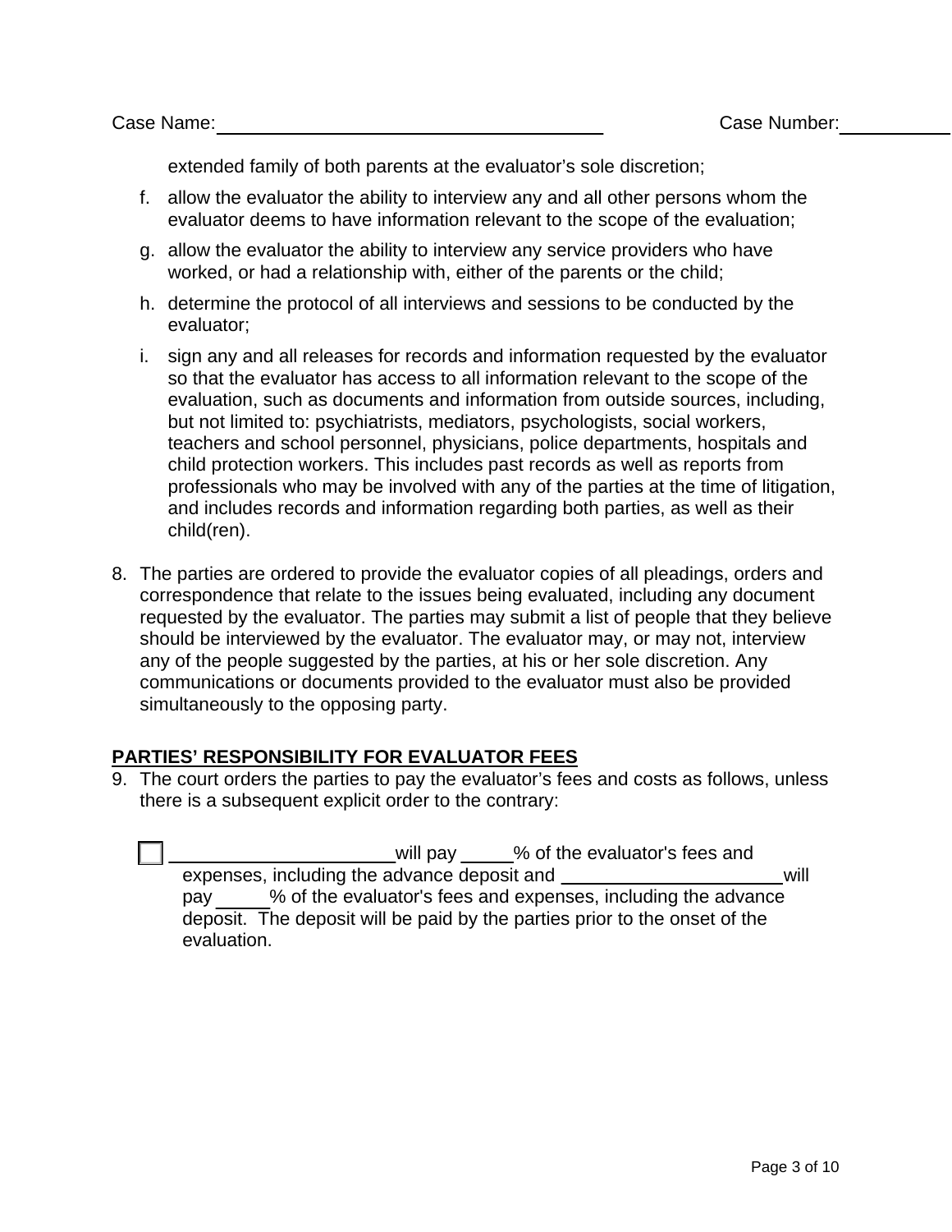extended family of both parents at the evaluator's sole discretion;

f. allow the evaluator the ability to interview any and all other persons whom the evaluator deems to have information relevant to the scope of the evaluation;

g. allow the evaluator the ability to interview any service providers who have worked, or had a relationship with, either of the parents or the child;

h. determine the protocol of all interviews and sessions to be conducted by the evaluator;

i. sign any and all releases for records and information requested by the evaluator so that the evaluator has access to all information relevant to the scope of the evaluation, such as documents and information from outside sources, including, but not limited to: psychiatrists, mediators, psychologists, social workers, teachers and school personnel, physicians, police departments, hospitals and child protection workers. This includes past records as well as reports from professionals who may be involved with any of the parties at the time of litigation, and includes records and information regarding both parties, as well as their child(ren).

8. The parties are ordered to provide the evaluator copies of all pleadings, orders and correspondence that relate to the issues being evaluated, including any document requested by the evaluator. The parties may submit a list of people that they believe should be interviewed by the evaluator. The evaluator may, or may not, interview any of the people suggested by the parties, at his or her sole discretion. Any communications or documents provided to the evaluator must also be provided simultaneously to the opposing party.

**PARTIES' RESPONSIBILITY FOR EVALUATOR FEES**

9. The court orders the parties to pay the evaluator's fees and costs as follows, unless there is a subsequent explicit order to the contrary:

   ☐ ______________________ will pay _____% of the evaluator's fees and expenses, including the advance deposit and ______________________ will pay _____% of the evaluator's fees and expenses, including the advance deposit. The deposit will be paid by the parties prior to the onset of the evaluation.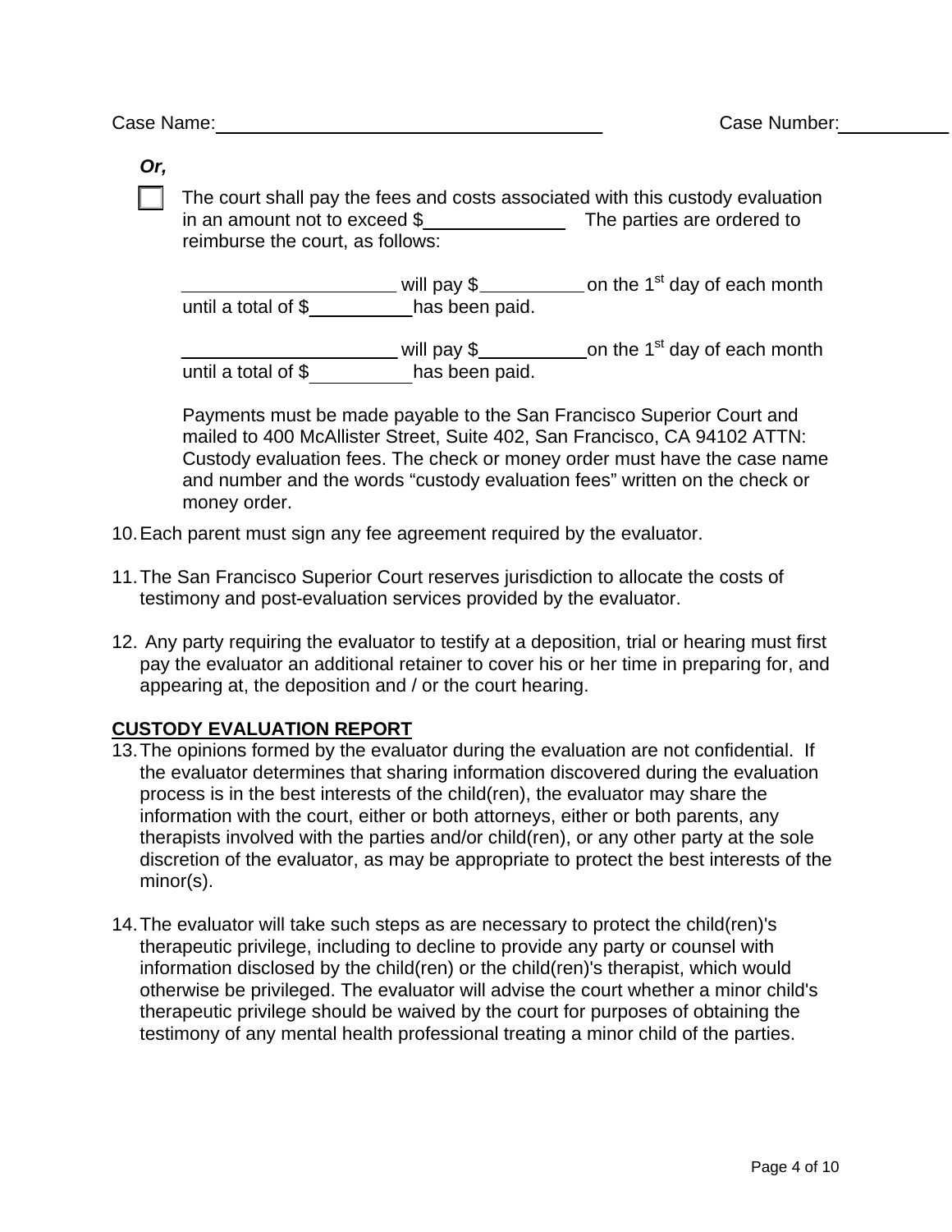Case Name:\_\_\_\_\_\_\_\_\_\_\_\_\_\_\_\_\_\_\_\_\_\_\_\_\_\_\_\_\_\_\_\_\_\_\_\_\_\_ Case Number:\_\_\_\_\_\_\_\_\_\_

***Or,***

☐ The court shall pay the fees and costs associated with this custody evaluation in an amount not to exceed $\_\_\_\_\_\_\_\_\_\_\_\_\_\_ The parties are ordered to reimburse the court, as follows:

\_\_\_\_\_\_\_\_\_\_\_\_\_\_\_\_\_\_\_\_\_\_ will pay $\_\_\_\_\_\_\_\_\_\_ on the 1st day of each month until a total of $\_\_\_\_\_\_\_\_\_\_ has been paid.

\_\_\_\_\_\_\_\_\_\_\_\_\_\_\_\_\_\_\_\_\_\_ will pay $\_\_\_\_\_\_\_\_\_\_ on the 1st day of each month until a total of $\_\_\_\_\_\_\_\_\_\_ has been paid.

Payments must be made payable to the San Francisco Superior Court and mailed to 400 McAllister Street, Suite 402, San Francisco, CA 94102 ATTN: Custody evaluation fees. The check or money order must have the case name and number and the words "custody evaluation fees" written on the check or money order.

10. Each parent must sign any fee agreement required by the evaluator.

11. The San Francisco Superior Court reserves jurisdiction to allocate the costs of testimony and post-evaluation services provided by the evaluator.

12. Any party requiring the evaluator to testify at a deposition, trial or hearing must first pay the evaluator an additional retainer to cover his or her time in preparing for, and appearing at, the deposition and / or the court hearing.

**CUSTODY EVALUATION REPORT**

13. The opinions formed by the evaluator during the evaluation are not confidential. If the evaluator determines that sharing information discovered during the evaluation process is in the best interests of the child(ren), the evaluator may share the information with the court, either or both attorneys, either or both parents, any therapists involved with the parties and/or child(ren), or any other party at the sole discretion of the evaluator, as may be appropriate to protect the best interests of the minor(s).

14. The evaluator will take such steps as are necessary to protect the child(ren)'s therapeutic privilege, including to decline to provide any party or counsel with information disclosed by the child(ren) or the child(ren)'s therapist, which would otherwise be privileged. The evaluator will advise the court whether a minor child's therapeutic privilege should be waived by the court for purposes of obtaining the testimony of any mental health professional treating a minor child of the parties.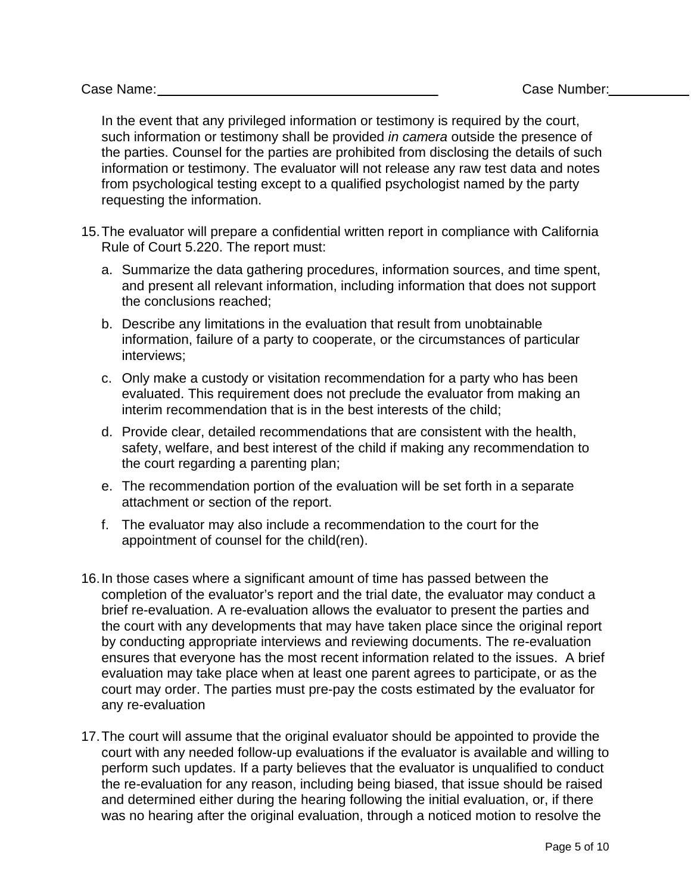In the event that any privileged information or testimony is required by the court, such information or testimony shall be provided *in camera* outside the presence of the parties. Counsel for the parties are prohibited from disclosing the details of such information or testimony. The evaluator will not release any raw test data and notes from psychological testing except to a qualified psychologist named by the party requesting the information.

15. The evaluator will prepare a confidential written report in compliance with California Rule of Court 5.220. The report must:

    a. Summarize the data gathering procedures, information sources, and time spent, and present all relevant information, including information that does not support the conclusions reached;

    b. Describe any limitations in the evaluation that result from unobtainable information, failure of a party to cooperate, or the circumstances of particular interviews;

    c. Only make a custody or visitation recommendation for a party who has been evaluated. This requirement does not preclude the evaluator from making an interim recommendation that is in the best interests of the child;

    d. Provide clear, detailed recommendations that are consistent with the health, safety, welfare, and best interest of the child if making any recommendation to the court regarding a parenting plan;

    e. The recommendation portion of the evaluation will be set forth in a separate attachment or section of the report.

    f. The evaluator may also include a recommendation to the court for the appointment of counsel for the child(ren).

16. In those cases where a significant amount of time has passed between the completion of the evaluator's report and the trial date, the evaluator may conduct a brief re-evaluation. A re-evaluation allows the evaluator to present the parties and the court with any developments that may have taken place since the original report by conducting appropriate interviews and reviewing documents. The re-evaluation ensures that everyone has the most recent information related to the issues. A brief evaluation may take place when at least one parent agrees to participate, or as the court may order. The parties must pre-pay the costs estimated by the evaluator for any re-evaluation

17. The court will assume that the original evaluator should be appointed to provide the court with any needed follow-up evaluations if the evaluator is available and willing to perform such updates. If a party believes that the evaluator is unqualified to conduct the re-evaluation for any reason, including being biased, that issue should be raised and determined either during the hearing following the initial evaluation, or, if there was no hearing after the original evaluation, through a noticed motion to resolve the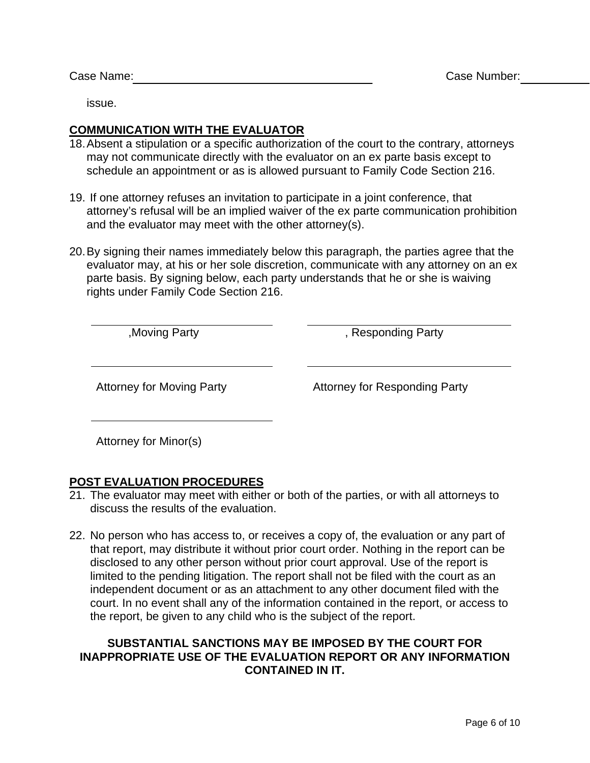Case Name: ______________________ Case Number: ______________

issue.

**COMMUNICATION WITH THE EVALUATOR**

18. Absent a stipulation or a specific authorization of the court to the contrary, attorneys may not communicate directly with the evaluator on an ex parte basis except to schedule an appointment or as is allowed pursuant to Family Code Section 216.

19. If one attorney refuses an invitation to participate in a joint conference, that attorney's refusal will be an implied waiver of the ex parte communication prohibition and the evaluator may meet with the other attorney(s).

20. By signing their names immediately below this paragraph, the parties agree that the evaluator may, at his or her sole discretion, communicate with any attorney on an ex parte basis. By signing below, each party understands that he or she is waiving rights under Family Code Section 216.

| | |
|---|---|
| ______________________ ,Moving Party | ______________________ , Responding Party |
| ______________________ Attorney for Moving Party | ______________________ Attorney for Responding Party |
| ______________________ Attorney for Minor(s) | |

**POST EVALUATION PROCEDURES**

21. The evaluator may meet with either or both of the parties, or with all attorneys to discuss the results of the evaluation.

22. No person who has access to, or receives a copy of, the evaluation or any part of that report, may distribute it without prior court order. Nothing in the report can be disclosed to any other person without prior court approval. Use of the report is limited to the pending litigation. The report shall not be filed with the court as an independent document or as an attachment to any other document filed with the court. In no event shall any of the information contained in the report, or access to the report, be given to any child who is the subject of the report.

**SUBSTANTIAL SANCTIONS MAY BE IMPOSED BY THE COURT FOR INAPPROPRIATE USE OF THE EVALUATION REPORT OR ANY INFORMATION CONTAINED IN IT.**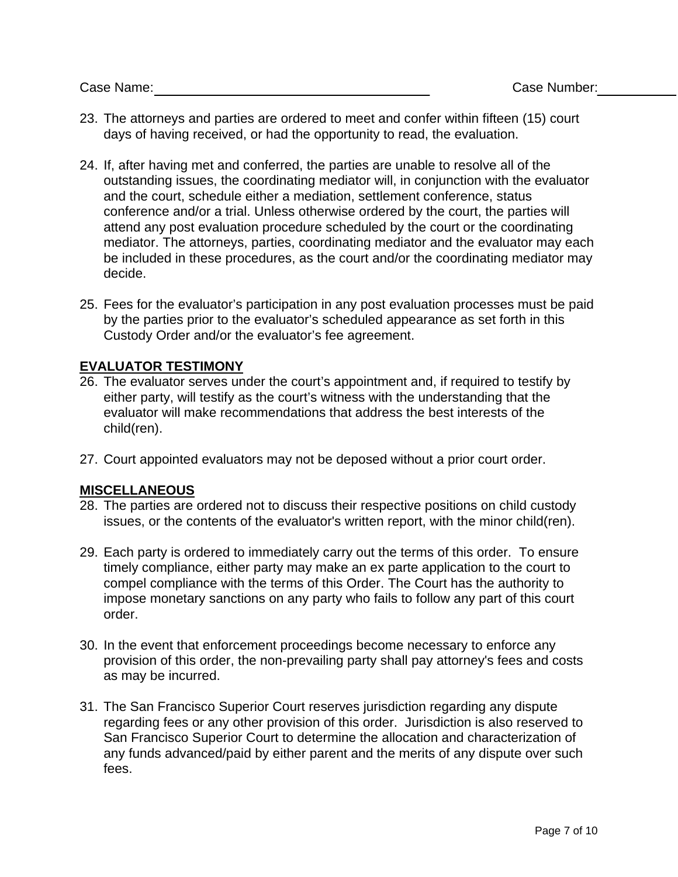Case Name: ____________________ Case Number: __________

23. The attorneys and parties are ordered to meet and confer within fifteen (15) court days of having received, or had the opportunity to read, the evaluation.

24. If, after having met and conferred, the parties are unable to resolve all of the outstanding issues, the coordinating mediator will, in conjunction with the evaluator and the court, schedule either a mediation, settlement conference, status conference and/or a trial. Unless otherwise ordered by the court, the parties will attend any post evaluation procedure scheduled by the court or the coordinating mediator. The attorneys, parties, coordinating mediator and the evaluator may each be included in these procedures, as the court and/or the coordinating mediator may decide.

25. Fees for the evaluator's participation in any post evaluation processes must be paid by the parties prior to the evaluator's scheduled appearance as set forth in this Custody Order and/or the evaluator's fee agreement.

**EVALUATOR TESTIMONY**

26. The evaluator serves under the court's appointment and, if required to testify by either party, will testify as the court's witness with the understanding that the evaluator will make recommendations that address the best interests of the child(ren).

27. Court appointed evaluators may not be deposed without a prior court order.

**MISCELLANEOUS**

28. The parties are ordered not to discuss their respective positions on child custody issues, or the contents of the evaluator's written report, with the minor child(ren).

29. Each party is ordered to immediately carry out the terms of this order. To ensure timely compliance, either party may make an ex parte application to the court to compel compliance with the terms of this Order. The Court has the authority to impose monetary sanctions on any party who fails to follow any part of this court order.

30. In the event that enforcement proceedings become necessary to enforce any provision of this order, the non-prevailing party shall pay attorney's fees and costs as may be incurred.

31. The San Francisco Superior Court reserves jurisdiction regarding any dispute regarding fees or any other provision of this order. Jurisdiction is also reserved to San Francisco Superior Court to determine the allocation and characterization of any funds advanced/paid by either parent and the merits of any dispute over such fees.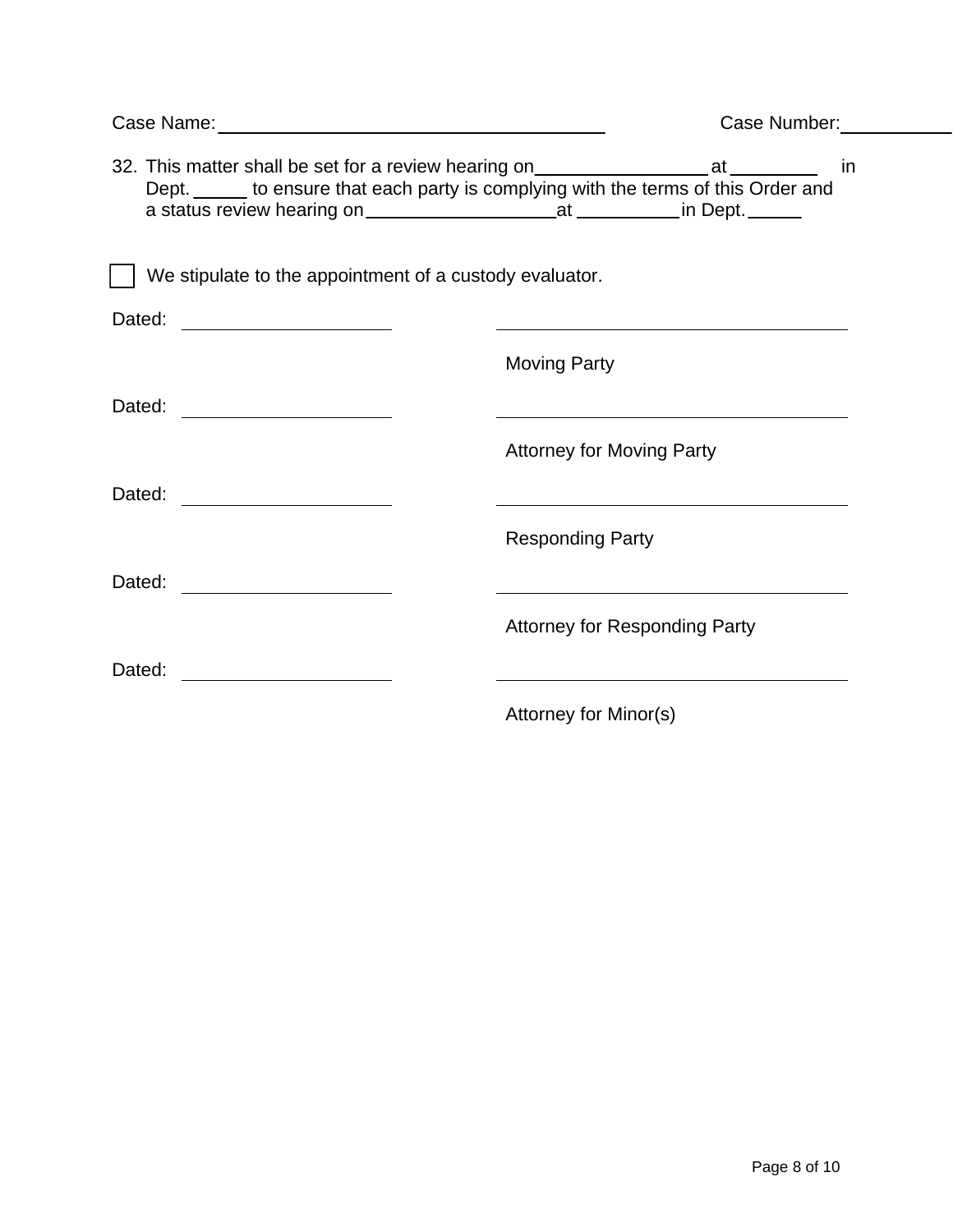Case Name: ______________________________ Case Number: __________

32. This matter shall be set for a review hearing on ______________ at ________ in Dept. _____ to ensure that each party is complying with the terms of this Order and a status review hearing on _______________ at _________ in Dept. _____

☐ We stipulate to the appointment of a custody evaluator.

Dated: __________________ ______________________________

Moving Party

Dated: __________________ ______________________________

Attorney for Moving Party

Dated: __________________ ______________________________

Responding Party

Dated: __________________ ______________________________

Attorney for Responding Party

Dated: __________________ ______________________________

Attorney for Minor(s)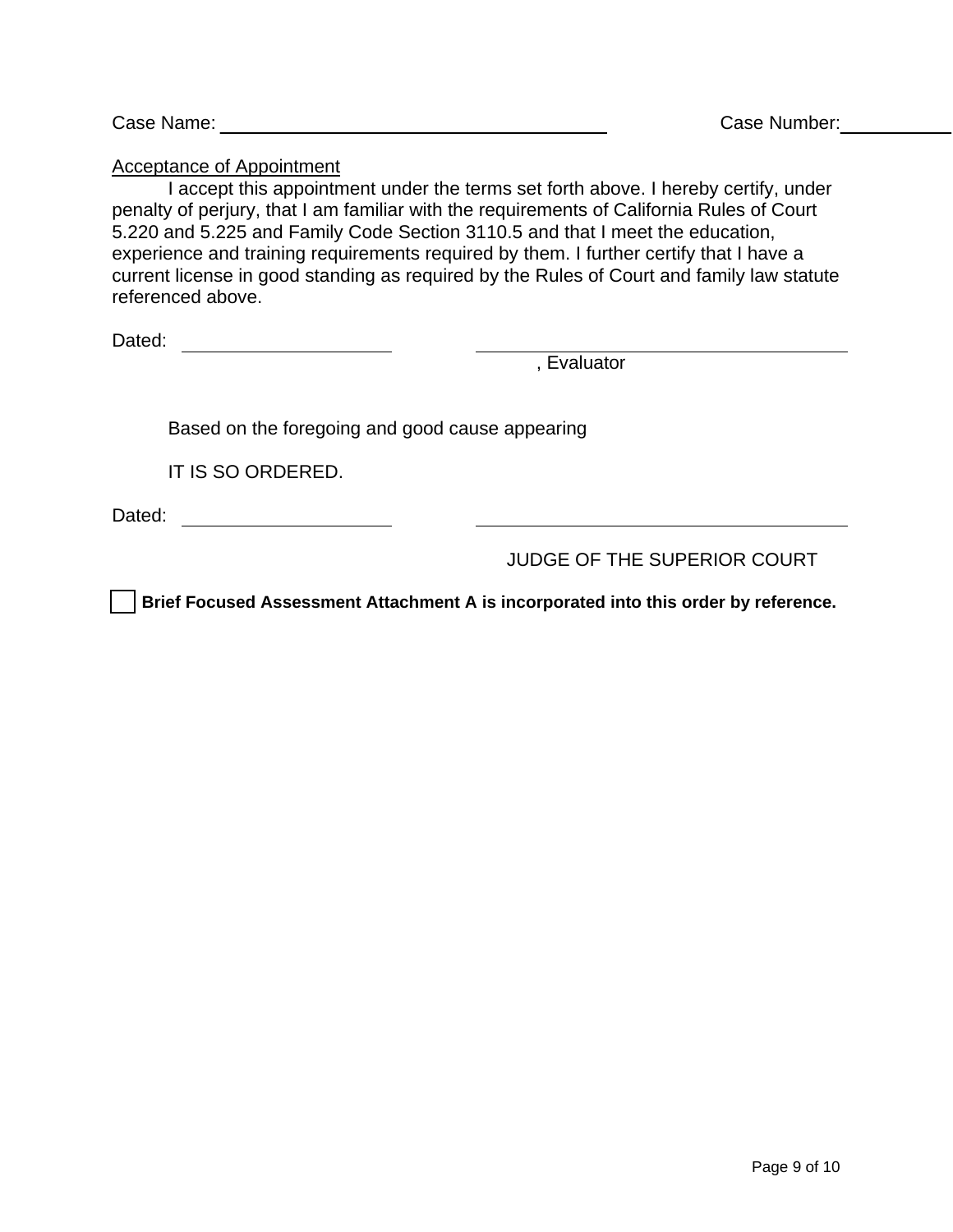Case Name: ______________________________ Case Number: __________

Acceptance of Appointment

I accept this appointment under the terms set forth above. I hereby certify, under penalty of perjury, that I am familiar with the requirements of California Rules of Court 5.220 and 5.225 and Family Code Section 3110.5 and that I meet the education, experience and training requirements required by them. I further certify that I have a current license in good standing as required by the Rules of Court and family law statute referenced above.

Dated: ____________________ ______________________________

, Evaluator

Based on the foregoing and good cause appearing

IT IS SO ORDERED.

Dated: ____________________ ______________________________

JUDGE OF THE SUPERIOR COURT

☐ **Brief Focused Assessment Attachment A is incorporated into this order by reference.**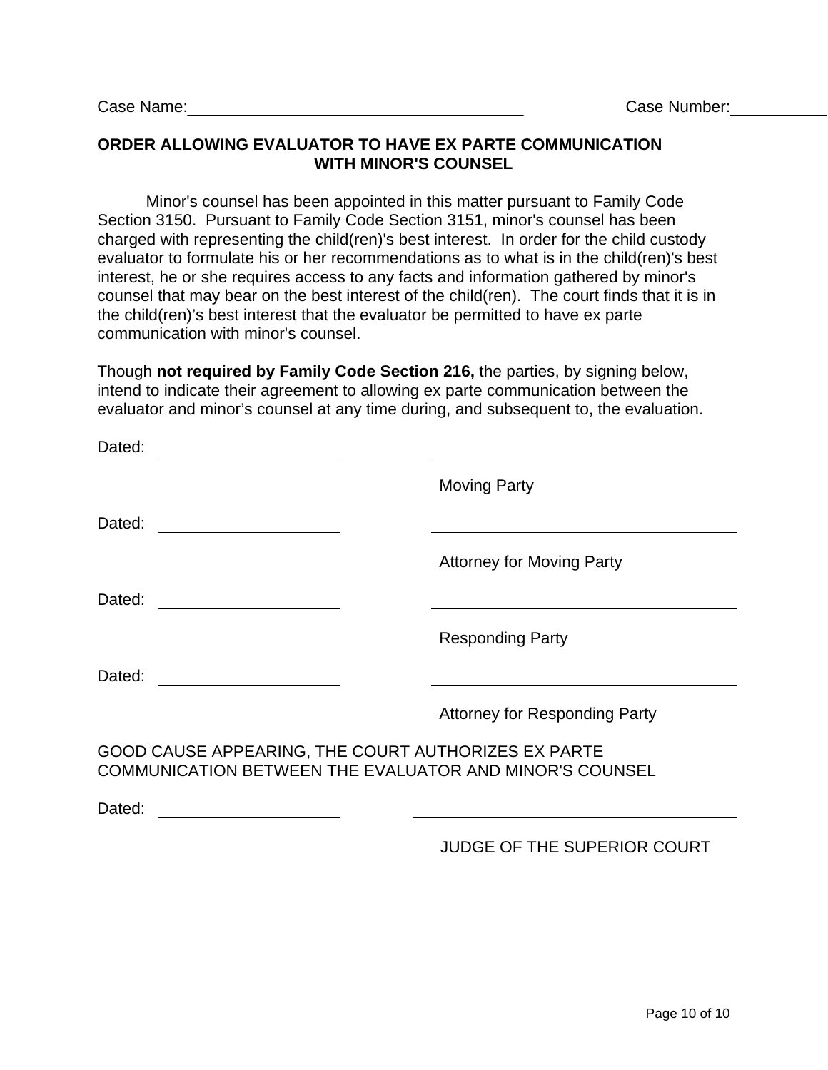Case Name: ______________________________ Case Number: __________

**ORDER ALLOWING EVALUATOR TO HAVE EX PARTE COMMUNICATION WITH MINOR'S COUNSEL**

Minor's counsel has been appointed in this matter pursuant to Family Code Section 3150. Pursuant to Family Code Section 3151, minor's counsel has been charged with representing the child(ren)'s best interest. In order for the child custody evaluator to formulate his or her recommendations as to what is in the child(ren)'s best interest, he or she requires access to any facts and information gathered by minor's counsel that may bear on the best interest of the child(ren). The court finds that it is in the child(ren)'s best interest that the evaluator be permitted to have ex parte communication with minor's counsel.

Though **not required by Family Code Section 216,** the parties, by signing below, intend to indicate their agreement to allowing ex parte communication between the evaluator and minor's counsel at any time during, and subsequent to, the evaluation.

Dated: ________________ ______________________________

Moving Party

Dated: ________________ ______________________________

Attorney for Moving Party

Dated: ________________ ______________________________

Responding Party

Dated: ________________ ______________________________

Attorney for Responding Party

GOOD CAUSE APPEARING, THE COURT AUTHORIZES EX PARTE COMMUNICATION BETWEEN THE EVALUATOR AND MINOR'S COUNSEL

Dated: ________________ ______________________________

JUDGE OF THE SUPERIOR COURT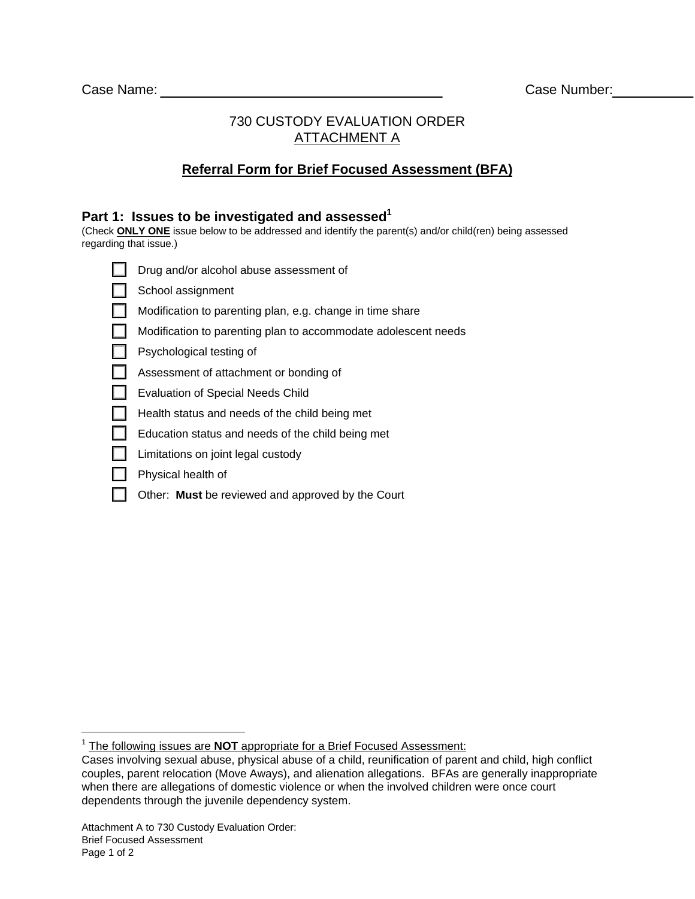Case Name: ______________________ Case Number: __________

730 CUSTODY EVALUATION ORDER

ATTACHMENT A

## Referral Form for Brief Focused Assessment (BFA)

### Part 1: Issues to be investigated and assessed[1]

(Check **ONLY ONE** issue below to be addressed and identify the parent(s) and/or child(ren) being assessed regarding that issue.)

- ☐ Drug and/or alcohol abuse assessment of
- ☐ School assignment
- ☐ Modification to parenting plan, e.g. change in time share
- ☐ Modification to parenting plan to accommodate adolescent needs
- ☐ Psychological testing of
- ☐ Assessment of attachment or bonding of
- ☐ Evaluation of Special Needs Child
- ☐ Health status and needs of the child being met
- ☐ Education status and needs of the child being met
- ☐ Limitations on joint legal custody
- ☐ Physical health of
- ☐ Other: **Must** be reviewed and approved by the Court

---

[1] The following issues are **NOT** appropriate for a Brief Focused Assessment:
Cases involving sexual abuse, physical abuse of a child, reunification of parent and child, high conflict couples, parent relocation (Move Aways), and alienation allegations. BFAs are generally inappropriate when there are allegations of domestic violence or when the involved children were once court dependents through the juvenile dependency system.

Attachment A to 730 Custody Evaluation Order:
Brief Focused Assessment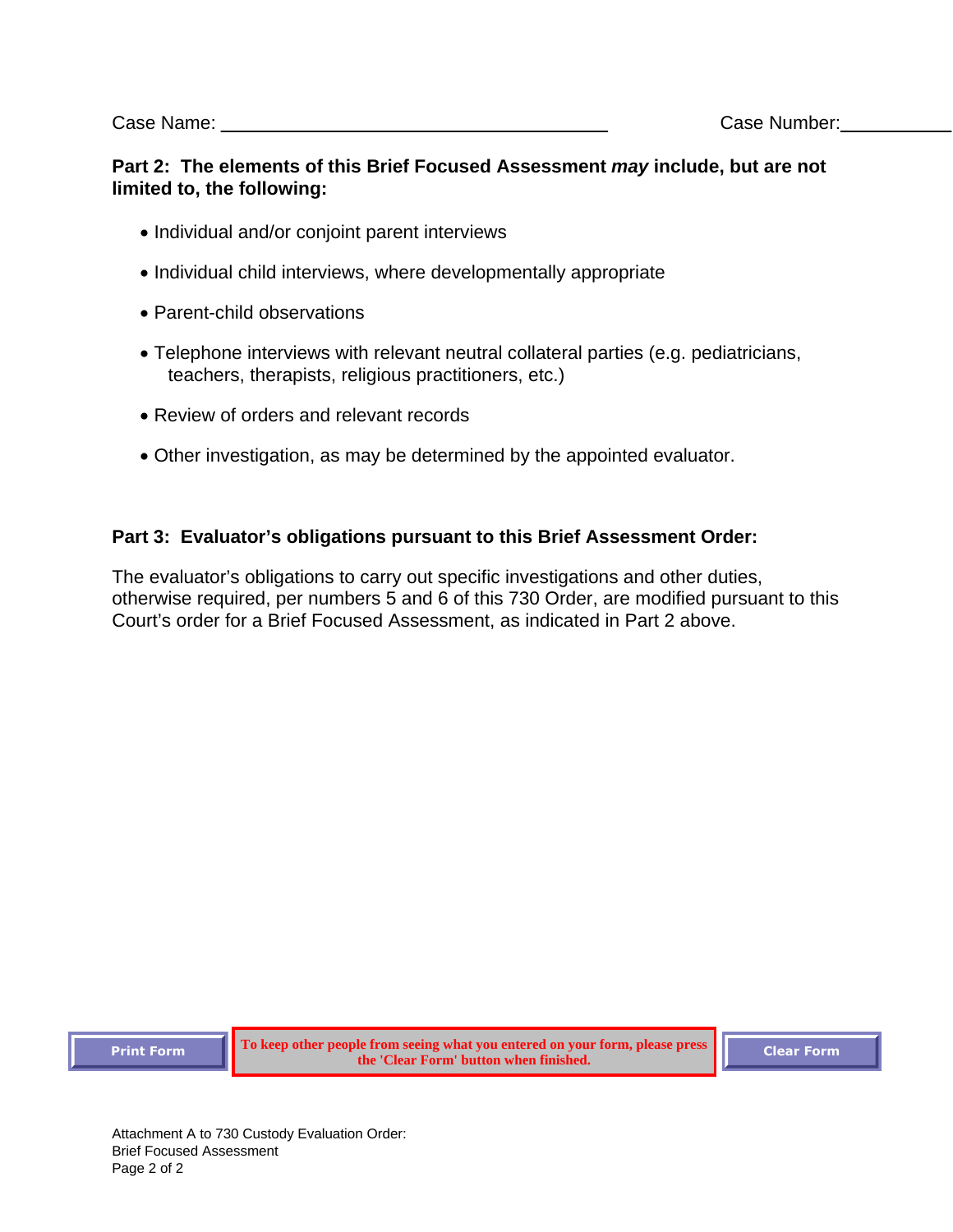Case Name: ______________________________ Case Number: __________

**Part 2: The elements of this Brief Focused Assessment *may* include, but are not limited to, the following:**

- Individual and/or conjoint parent interviews
- Individual child interviews, where developmentally appropriate
- Parent-child observations
- Telephone interviews with relevant neutral collateral parties (e.g. pediatricians, teachers, therapists, religious practitioners, etc.)
- Review of orders and relevant records
- Other investigation, as may be determined by the appointed evaluator.

**Part 3: Evaluator's obligations pursuant to this Brief Assessment Order:**

The evaluator's obligations to carry out specific investigations and other duties, otherwise required, per numbers 5 and 6 of this 730 Order, are modified pursuant to this Court's order for a Brief Focused Assessment, as indicated in Part 2 above.

Print Form

**To keep other people from seeing what you entered on your form, please press the 'Clear Form' button when finished.**

Clear Form

Attachment A to 730 Custody Evaluation Order:
Brief Focused Assessment